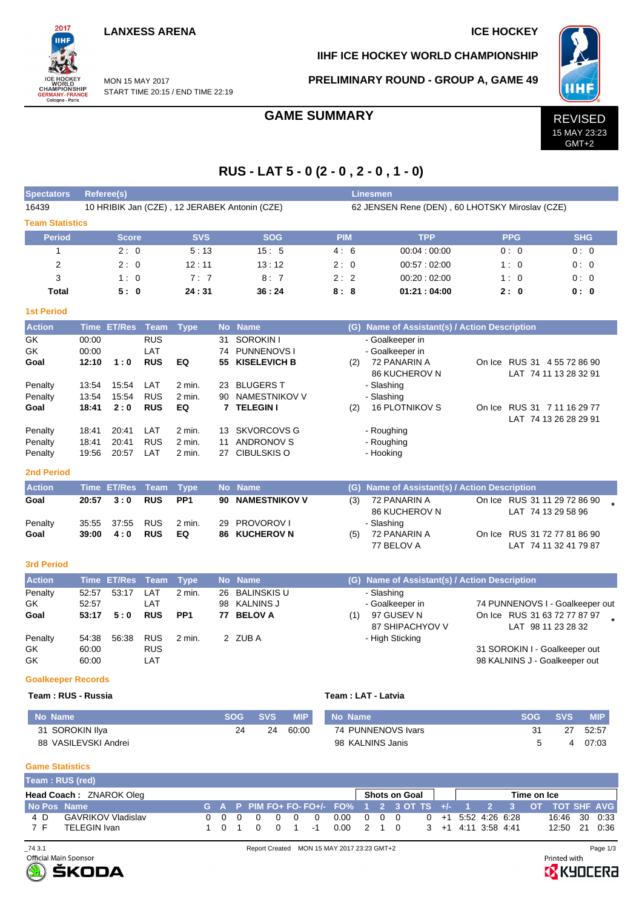LANXESS ARENA

ICE HOCKEY

IIHF ICE HOCKEY WORLD CHAMPIONSHIP

MON 15 MAY 2017
START TIME 20:15 / END TIME 22:19

PRELIMINARY ROUND - GROUP A, GAME 49

# GAME SUMMARY

REVISED
15 MAY 23:23
GMT+2

## RUS - LAT 5 - 0 (2 - 0 , 2 - 0 , 1 - 0)

| Spectators | Referee(s) | Linesmen |
|---|---|---|
| 16439 | 10 HRIBIK Jan (CZE) , 12 JERABEK Antonin (CZE) | 62 JENSEN Rene (DEN) , 60 LHOTSKY Miroslav (CZE) |

### Team Statistics

| Period | Score | SVS | SOG | PIM | TPP | PPG | SHG |
|---|---|---|---|---|---|---|---|
| 1 | 2 : 0 | 5 : 13 | 15 : 5 | 4 : 6 | 00:04 : 00:00 | 0 : 0 | 0 : 0 |
| 2 | 2 : 0 | 12 : 11 | 13 : 12 | 2 : 0 | 00:57 : 02:00 | 1 : 0 | 0 : 0 |
| 3 | 1 : 0 | 7 : 7 | 8 : 7 | 2 : 2 | 00:20 : 02:00 | 1 : 0 | 0 : 0 |
| **Total** | **5 : 0** | **24 : 31** | **36 : 24** | **8 : 8** | **01:21 : 04:00** | **2 : 0** | **0 : 0** |

### 1st Period

| Action | Time | ET/Res | Team | Type | No | Name | (G) | Name of Assistant(s) / Action Description | |
|---|---|---|---|---|---|---|---|---|---|
| GK | 00:00 | | RUS | | 31 | SOROKIN I | | - Goalkeeper in | |
| GK | 00:00 | | LAT | | 74 | PUNNENOVS I | | - Goalkeeper in | |
| **Goal** | **12:10** | **1 : 0** | **RUS** | **EQ** | **55** | **KISELEVICH B** | (2) | 72 PANARIN A<br>86 KUCHEROV N | On Ice RUS 31 4 55 72 86 90<br>LAT 74 11 13 28 32 91 |
| Penalty | 13:54 | 15:54 | LAT | 2 min. | 23 | BLUGERS T | | - Slashing | |
| Penalty | 13:54 | 15:54 | RUS | 2 min. | 90 | NAMESTNIKOV V | | - Slashing | |
| **Goal** | **18:41** | **2 : 0** | **RUS** | **EQ** | **7** | **TELEGIN I** | (2) | 16 PLOTNIKOV S | On Ice RUS 31 7 11 16 29 77<br>LAT 74 13 26 28 29 91 |
| Penalty | 18:41 | 20:41 | LAT | 2 min. | 13 | SKVORCOVS G | | - Roughing | |
| Penalty | 18:41 | 20:41 | RUS | 2 min. | 11 | ANDRONOV S | | - Roughing | |
| Penalty | 19:56 | 20:57 | LAT | 2 min. | 27 | CIBULSKIS O | | - Hooking | |

### 2nd Period

| Action | Time | ET/Res | Team | Type | No | Name | (G) | Name of Assistant(s) / Action Description | |
|---|---|---|---|---|---|---|---|---|---|
| **Goal** | **20:57** | **3 : 0** | **RUS** | **PP1** | **90** | **NAMESTNIKOV V** | (3) | 72 PANARIN A<br>86 KUCHEROV N | On Ice RUS 31 11 29 72 86 90 *<br>LAT 74 13 29 58 96 |
| Penalty | 35:55 | 37:55 | RUS | 2 min. | 29 | PROVOROV I | | - Slashing | |
| **Goal** | **39:00** | **4 : 0** | **RUS** | **EQ** | **86** | **KUCHEROV N** | (5) | 72 PANARIN A<br>77 BELOV A | On Ice RUS 31 72 77 81 86 90<br>LAT 74 11 32 41 79 87 |

### 3rd Period

| Action | Time | ET/Res | Team | Type | No | Name | (G) | Name of Assistant(s) / Action Description | |
|---|---|---|---|---|---|---|---|---|---|
| Penalty | 52:57 | 53:17 | LAT | 2 min. | 26 | BALINSKIS U | | - Slashing | |
| GK | 52:57 | | LAT | | 98 | KALNINS J | | - Goalkeeper in | 74 PUNNENOVS I - Goalkeeper out |
| **Goal** | **53:17** | **5 : 0** | **RUS** | **PP1** | **77** | **BELOV A** | (1) | 97 GUSEV N<br>87 SHIPACHYOV V | On Ice RUS 31 63 72 77 87 97 *<br>LAT 98 11 23 28 32 |
| Penalty | 54:38 | 56:38 | RUS | 2 min. | 2 | ZUB A | | - High Sticking | |
| GK | 60:00 | | RUS | | | | | | 31 SOROKIN I - Goalkeeper out |
| GK | 60:00 | | LAT | | | | | | 98 KALNINS J - Goalkeeper out |

### Goalkeeper Records

**Team : RUS - Russia**

| No Name | SOG | SVS | MIP |
|---|---|---|---|
| 31 SOROKIN Ilya | 24 | 24 | 60:00 |
| 88 VASILEVSKI Andrei | | | |

**Team : LAT - Latvia**

| No Name | SOG | SVS | MIP |
|---|---|---|---|
| 74 PUNNENOVS Ivars | 31 | 27 | 52:57 |
| 98 KALNINS Janis | 5 | 4 | 07:03 |

### Game Statistics

**Team : RUS (red)**

**Head Coach :** ZNAROK Oleg

| No | Pos | Name | G | A | P | PIM | FO+ | FO- | FO+/- | FO% | SOG 1 | SOG 2 | SOG 3 | SOG OT | SOG TS | +/- | TOI 1 | TOI 2 | TOI 3 | TOI OT | TOT | SHF | AVG |
|---|---|---|---|---|---|---|---|---|---|---|---|---|---|---|---|---|---|---|---|---|---|---|---|
| 4 | D | GAVRIKOV Vladislav | 0 | 0 | 0 | 0 | 0 | 0 | 0 | 0.00 | 0 | 0 | 0 | | 0 | +1 | 5:52 | 4:26 | 6:28 | | 16:46 | 30 | 0:33 |
| 7 | F | TELEGIN Ivan | 1 | 0 | 1 | 0 | 0 | 1 | -1 | 0.00 | 2 | 1 | 0 | | 3 | +1 | 4:11 | 3:58 | 4:41 | | 12:50 | 21 | 0:36 |

_74 3.1
Report Created MON 15 MAY 2017 23:23 GMT+2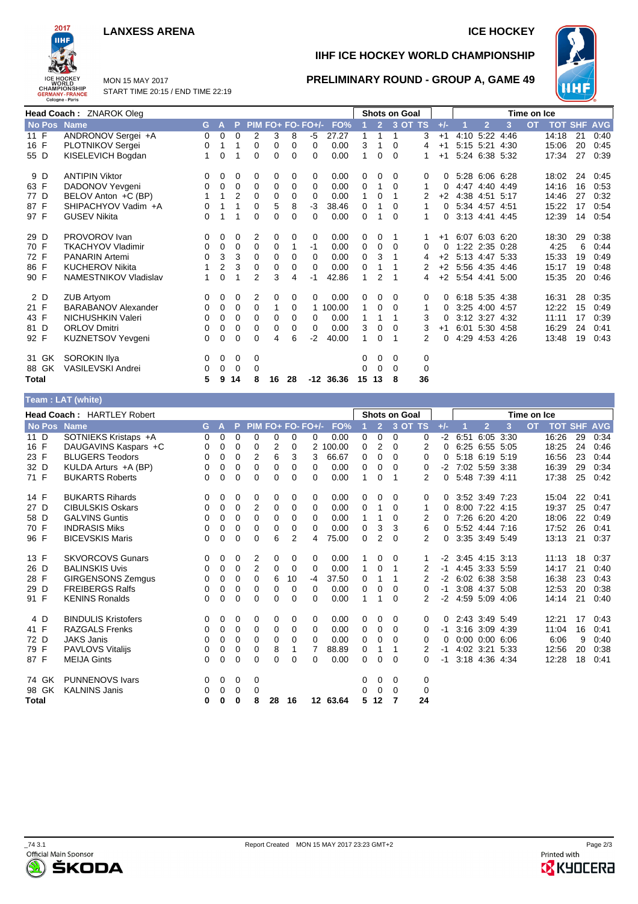# LANXESS ARENA

## ICE HOCKEY

## IIHF ICE HOCKEY WORLD CHAMPIONSHIP

## PRELIMINARY ROUND - GROUP A, GAME 49

MON 15 MAY 2017
START TIME 20:15 / END TIME 22:19

**Head Coach : ZNAROK Oleg**

| No | Pos | Name | G | A | P | PIM | FO+ | FO- | FO+/- | FO% | Shots on Goal 1 | 2 | 3 | OT | TS | +/- | Time on Ice 1 | 2 | 3 | OT | TOT | SHF | AVG |
|---|---|---|---|---|---|---|---|---|---|---|---|---|---|---|---|---|---|---|---|---|---|---|---|
| 11 | F | ANDRONOV Sergei +A | 0 | 0 | 0 | 2 | 3 | 8 | -5 | 27.27 | 1 | 1 | 1 | | 3 | +1 | 4:10 | 5:22 | 4:46 | | 14:18 | 21 | 0:40 |
| 16 | F | PLOTNIKOV Sergei | 0 | 1 | 1 | 0 | 0 | 0 | 0 | 0.00 | 3 | 1 | 0 | | 4 | +1 | 5:15 | 5:21 | 4:30 | | 15:06 | 20 | 0:45 |
| 55 | D | KISELEVICH Bogdan | 1 | 0 | 1 | 0 | 0 | 0 | 0 | 0.00 | 1 | 0 | 0 | | 1 | +1 | 5:24 | 6:38 | 5:32 | | 17:34 | 27 | 0:39 |
| 9 | D | ANTIPIN Viktor | 0 | 0 | 0 | 0 | 0 | 0 | 0 | 0.00 | 0 | 0 | 0 | | 0 | 0 | 5:28 | 6:06 | 6:28 | | 18:02 | 24 | 0:45 |
| 63 | F | DADONOV Yevgeni | 0 | 0 | 0 | 0 | 0 | 0 | 0 | 0.00 | 0 | 1 | 0 | | 1 | 0 | 4:47 | 4:40 | 4:49 | | 14:16 | 16 | 0:53 |
| 77 | D | BELOV Anton +C (BP) | 1 | 1 | 2 | 0 | 0 | 0 | 0 | 0.00 | 1 | 0 | 1 | | 2 | +2 | 4:38 | 4:51 | 5:17 | | 14:46 | 27 | 0:32 |
| 87 | F | SHIPACHYOV Vadim +A | 0 | 1 | 1 | 0 | 5 | 8 | -3 | 38.46 | 0 | 1 | 0 | | 1 | 0 | 5:34 | 4:57 | 4:51 | | 15:22 | 17 | 0:54 |
| 97 | F | GUSEV Nikita | 0 | 1 | 1 | 0 | 0 | 0 | 0 | 0.00 | 0 | 1 | 0 | | 1 | 0 | 3:13 | 4:41 | 4:45 | | 12:39 | 14 | 0:54 |
| 29 | D | PROVOROV Ivan | 0 | 0 | 0 | 2 | 0 | 0 | 0 | 0.00 | 0 | 0 | 1 | | 1 | +1 | 6:07 | 6:03 | 6:20 | | 18:30 | 29 | 0:38 |
| 70 | F | TKACHYOV Vladimir | 0 | 0 | 0 | 0 | 0 | 1 | -1 | 0.00 | 0 | 0 | 0 | | 0 | 0 | 1:22 | 2:35 | 0:28 | | 4:25 | 6 | 0:44 |
| 72 | F | PANARIN Artemi | 0 | 3 | 3 | 0 | 0 | 0 | 0 | 0.00 | 0 | 3 | 1 | | 4 | +2 | 5:13 | 4:47 | 5:33 | | 15:33 | 19 | 0:49 |
| 86 | F | KUCHEROV Nikita | 1 | 2 | 3 | 0 | 0 | 0 | 0 | 0.00 | 0 | 1 | 1 | | 2 | +2 | 5:56 | 4:35 | 4:46 | | 15:17 | 19 | 0:48 |
| 90 | F | NAMESTNIKOV Vladislav | 1 | 0 | 1 | 2 | 3 | 4 | -1 | 42.86 | 1 | 2 | 1 | | 4 | +2 | 5:54 | 4:41 | 5:00 | | 15:35 | 20 | 0:46 |
| 2 | D | ZUB Artyom | 0 | 0 | 0 | 2 | 0 | 0 | 0 | 0.00 | 0 | 0 | 0 | | 0 | 0 | 6:18 | 5:35 | 4:38 | | 16:31 | 28 | 0:35 |
| 21 | F | BARABANOV Alexander | 0 | 0 | 0 | 0 | 1 | 0 | 1 | 100.00 | 1 | 0 | 0 | | 1 | 0 | 3:25 | 4:00 | 4:57 | | 12:22 | 15 | 0:49 |
| 43 | F | NICHUSHKIN Valeri | 0 | 0 | 0 | 0 | 0 | 0 | 0 | 0.00 | 1 | 1 | 1 | | 3 | 0 | 3:12 | 3:27 | 4:32 | | 11:11 | 17 | 0:39 |
| 81 | D | ORLOV Dmitri | 0 | 0 | 0 | 0 | 0 | 0 | 0 | 0.00 | 3 | 0 | 0 | | 3 | +1 | 6:01 | 5:30 | 4:58 | | 16:29 | 24 | 0:41 |
| 92 | F | KUZNETSOV Yevgeni | 0 | 0 | 0 | 0 | 4 | 6 | -2 | 40.00 | 1 | 0 | 1 | | 2 | 0 | 4:29 | 4:53 | 4:26 | | 13:48 | 19 | 0:43 |
| 31 | GK | SOROKIN Ilya | 0 | 0 | 0 | 0 | | | | | 0 | 0 | 0 | | 0 | | | | | | | | |
| 88 | GK | VASILEVSKI Andrei | 0 | 0 | 0 | 0 | | | | | 0 | 0 | 0 | | 0 | | | | | | | | |
| **Total** | | | **5** | **9** | **14** | **8** | **16** | **28** | **-12** | **36.36** | **15** | **13** | **8** | | **36** | | | | | | | | |

**Team : LAT (white)**

**Head Coach : HARTLEY Robert**

| No | Pos | Name | G | A | P | PIM | FO+ | FO- | FO+/- | FO% | Shots on Goal 1 | 2 | 3 | OT | TS | +/- | Time on Ice 1 | 2 | 3 | OT | TOT | SHF | AVG |
|---|---|---|---|---|---|---|---|---|---|---|---|---|---|---|---|---|---|---|---|---|---|---|---|
| 11 | D | SOTNIEKS Kristaps +A | 0 | 0 | 0 | 0 | 0 | 0 | 0 | 0.00 | 0 | 0 | 0 | | 0 | -2 | 6:51 | 6:05 | 3:30 | | 16:26 | 29 | 0:34 |
| 16 | F | DAUGAVINS Kaspars +C | 0 | 0 | 0 | 0 | 2 | 0 | 2 | 100.00 | 0 | 2 | 0 | | 2 | 0 | 6:25 | 6:55 | 5:05 | | 18:25 | 24 | 0:46 |
| 23 | F | BLUGERS Teodors | 0 | 0 | 0 | 2 | 6 | 3 | 3 | 66.67 | 0 | 0 | 0 | | 0 | 0 | 5:18 | 6:19 | 5:19 | | 16:56 | 23 | 0:44 |
| 32 | D | KULDA Arturs +A (BP) | 0 | 0 | 0 | 0 | 0 | 0 | 0 | 0.00 | 0 | 0 | 0 | | 0 | -2 | 7:02 | 5:59 | 3:38 | | 16:39 | 29 | 0:34 |
| 71 | F | BUKARTS Roberts | 0 | 0 | 0 | 0 | 0 | 0 | 0 | 0.00 | 1 | 0 | 1 | | 2 | 0 | 5:48 | 7:39 | 4:11 | | 17:38 | 25 | 0:42 |
| 14 | F | BUKARTS Rihards | 0 | 0 | 0 | 0 | 0 | 0 | 0 | 0.00 | 0 | 0 | 0 | | 0 | 0 | 3:52 | 3:49 | 7:23 | | 15:04 | 22 | 0:41 |
| 27 | D | CIBULSKIS Oskars | 0 | 0 | 0 | 2 | 0 | 0 | 0 | 0.00 | 0 | 1 | 0 | | 1 | 0 | 8:00 | 7:22 | 4:15 | | 19:37 | 25 | 0:47 |
| 58 | D | GALVINS Guntis | 0 | 0 | 0 | 0 | 0 | 0 | 0 | 0.00 | 1 | 1 | 0 | | 2 | 0 | 7:26 | 6:20 | 4:20 | | 18:06 | 22 | 0:49 |
| 70 | F | INDRASIS Miks | 0 | 0 | 0 | 0 | 0 | 0 | 0 | 0.00 | 0 | 3 | 3 | | 6 | 0 | 5:52 | 4:44 | 7:16 | | 17:52 | 26 | 0:41 |
| 96 | F | BICEVSKIS Maris | 0 | 0 | 0 | 0 | 6 | 2 | 4 | 75.00 | 0 | 2 | 0 | | 2 | 0 | 3:35 | 3:49 | 5:49 | | 13:13 | 21 | 0:37 |
| 13 | F | SKVORCOVS Gunars | 0 | 0 | 0 | 2 | 0 | 0 | 0 | 0.00 | 1 | 0 | 0 | | 1 | -2 | 3:45 | 4:15 | 3:13 | | 11:13 | 18 | 0:37 |
| 26 | D | BALINSKIS Uvis | 0 | 0 | 0 | 2 | 0 | 0 | 0 | 0.00 | 1 | 0 | 1 | | 2 | -1 | 4:45 | 3:33 | 5:59 | | 14:17 | 21 | 0:40 |
| 28 | F | GIRGENSONS Zemgus | 0 | 0 | 0 | 0 | 6 | 10 | -4 | 37.50 | 0 | 1 | 1 | | 2 | -2 | 6:02 | 6:38 | 3:58 | | 16:38 | 23 | 0:43 |
| 29 | D | FREIBERGS Ralfs | 0 | 0 | 0 | 0 | 0 | 0 | 0 | 0.00 | 0 | 0 | 0 | | 0 | -1 | 3:08 | 4:37 | 5:08 | | 12:53 | 20 | 0:38 |
| 91 | F | KENINS Ronalds | 0 | 0 | 0 | 0 | 0 | 0 | 0 | 0.00 | 1 | 1 | 0 | | 2 | -2 | 4:59 | 5:09 | 4:06 | | 14:14 | 21 | 0:40 |
| 4 | D | BINDULIS Kristofers | 0 | 0 | 0 | 0 | 0 | 0 | 0 | 0.00 | 0 | 0 | 0 | | 0 | 0 | 2:43 | 3:49 | 5:49 | | 12:21 | 17 | 0:43 |
| 41 | F | RAZGALS Frenks | 0 | 0 | 0 | 0 | 0 | 0 | 0 | 0.00 | 0 | 0 | 0 | | 0 | -1 | 3:16 | 3:09 | 4:39 | | 11:04 | 16 | 0:41 |
| 72 | D | JAKS Janis | 0 | 0 | 0 | 0 | 0 | 0 | 0 | 0.00 | 0 | 0 | 0 | | 0 | 0 | 0:00 | 0:00 | 6:06 | | 6:06 | 9 | 0:40 |
| 79 | F | PAVLOVS Vitalijs | 0 | 0 | 0 | 0 | 8 | 1 | 7 | 88.89 | 0 | 1 | 1 | | 2 | -1 | 4:02 | 3:21 | 5:33 | | 12:56 | 20 | 0:38 |
| 87 | F | MEIJA Gints | 0 | 0 | 0 | 0 | 0 | 0 | 0 | 0.00 | 0 | 0 | 0 | | 0 | -1 | 3:18 | 4:36 | 4:34 | | 12:28 | 18 | 0:41 |
| 74 | GK | PUNNENOVS Ivars | 0 | 0 | 0 | 0 | | | | | 0 | 0 | 0 | | 0 | | | | | | | | |
| 98 | GK | KALNINS Janis | 0 | 0 | 0 | 0 | | | | | 0 | 0 | 0 | | 0 | | | | | | | | |
| **Total** | | | **0** | **0** | **0** | **8** | **28** | **16** | **12** | **63.64** | **5** | **12** | **7** | | **24** | | | | | | | | |

_74 3.1 Report Created MON 15 MAY 2017 23:23 GMT+2

Official Main Sponsor ŠKODA — Printed with KYOCERA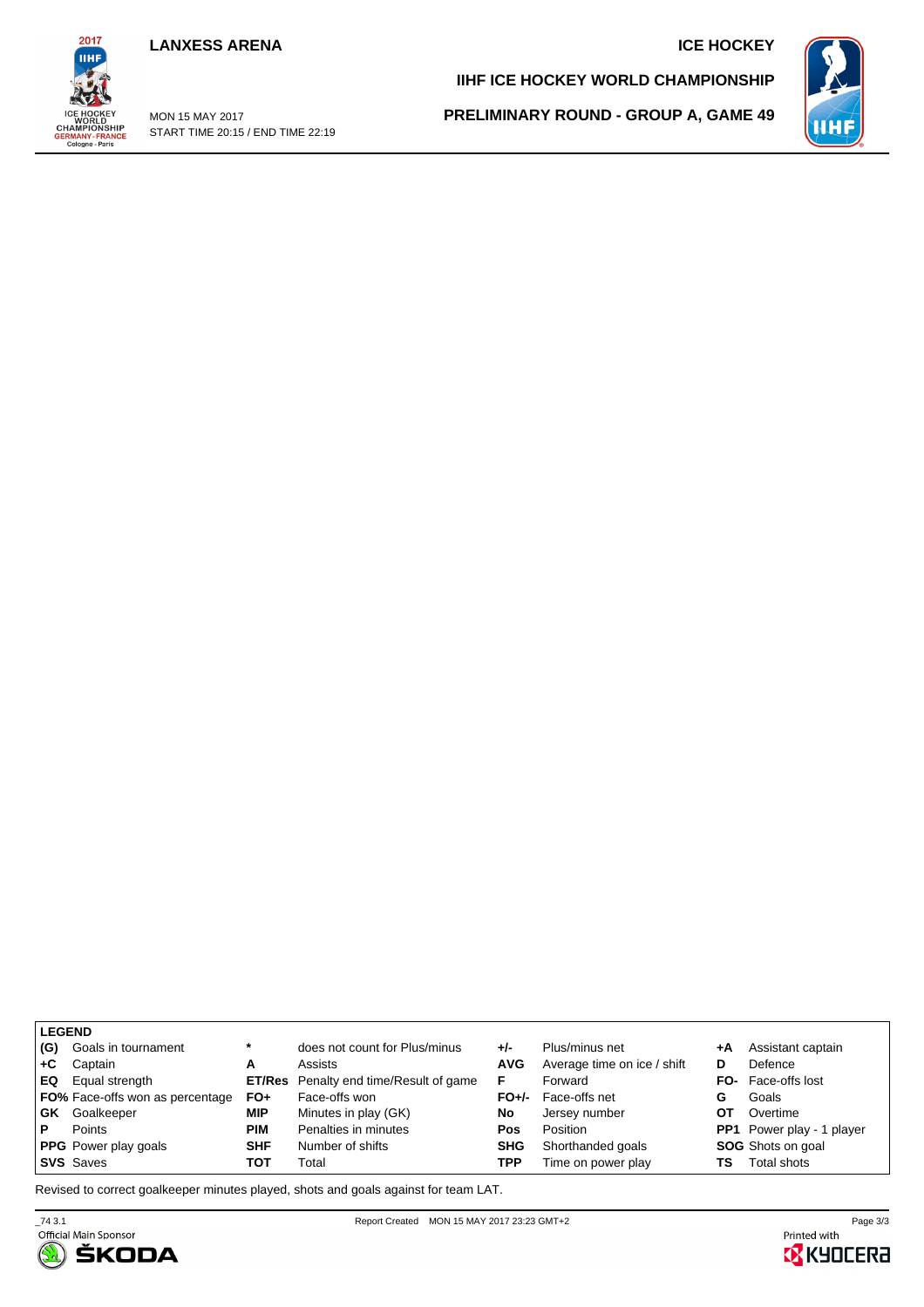## LEGEND

| | | | | | | | |
|---|---|---|---|---|---|---|---|
| **(G)** | Goals in tournament | ***** | does not count for Plus/minus | **+/-** | Plus/minus net | **+A** | Assistant captain |
| **+C** | Captain | **A** | Assists | **AVG** | Average time on ice / shift | **D** | Defence |
| **EQ** | Equal strength | **ET/Res** | Penalty end time/Result of game | **F** | Forward | **FO-** | Face-offs lost |
| **FO%** | Face-offs won as percentage | **FO+** | Face-offs won | **FO+/-** | Face-offs net | **G** | Goals |
| **GK** | Goalkeeper | **MIP** | Minutes in play (GK) | **No** | Jersey number | **OT** | Overtime |
| **P** | Points | **PIM** | Penalties in minutes | **Pos** | Position | **PP1** | Power play - 1 player |
| **PPG** | Power play goals | **SHF** | Number of shifts | **SHG** | Shorthanded goals | **SOG** | Shots on goal |
| **SVS** | Saves | **TOT** | Total | **TPP** | Time on power play | **TS** | Total shots |

Revised to correct goalkeeper minutes played, shots and goals against for team LAT.